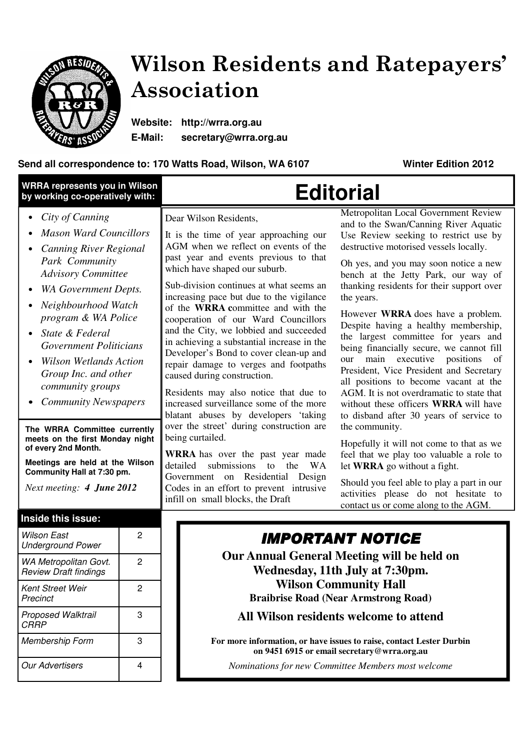# Wilson Residents and Ratepayers' Association

**Website:** **http://wrra.org.au**
**E-Mail:** **secretary@wrra.org.au**

**Send all correspondence to: 170 Watts Road, Wilson, WA 6107** **Winter Edition 2012**

**WRRA represents you in Wilson by working co-operatively with:**

- *City of Canning*
- *Mason Ward Councillors*
- *Canning River Regional Park Community Advisory Committee*
- *WA Government Depts.*
- *Neighbourhood Watch program & WA Police*
- *State & Federal Government Politicians*
- *Wilson Wetlands Action Group Inc. and other community groups*
- *Community Newspapers*

**The WRRA Committee currently meets on the first Monday night of every 2nd Month.**

**Meetings are held at the Wilson Community Hall at 7:30 pm.**

*Next meeting: **4 June 2012***

## Inside this issue:

| | |
|---|---|
| *Wilson East Underground Power* | 2 |
| *WA Metropolitan Govt. Review Draft findings* | 2 |
| *Kent Street Weir Precinct* | 2 |
| *Proposed Walktrail CRRP* | 3 |
| *Membership Form* | 3 |
| *Our Advertisers* | 4 |

# Editorial

Dear Wilson Residents,

It is the time of year approaching our AGM when we reflect on events of the past year and events previous to that which have shaped our suburb.

Sub-division continues at what seems an increasing pace but due to the vigilance of the **WRRA c**ommittee and with the cooperation of our Ward Councillors and the City, we lobbied and succeeded in achieving a substantial increase in the Developer's Bond to cover clean-up and repair damage to verges and footpaths caused during construction.

Residents may also notice that due to increased surveillance some of the more blatant abuses by developers 'taking over the street' during construction are being curtailed.

**WRRA** has over the past year made detailed submissions to the WA Government on Residential Design Codes in an effort to prevent intrusive infill on small blocks, the Draft Metropolitan Local Government Review and to the Swan/Canning River Aquatic Use Review seeking to restrict use by destructive motorised vessels locally.

Oh yes, and you may soon notice a new bench at the Jetty Park, our way of thanking residents for their support over the years.

However **WRRA** does have a problem. Despite having a healthy membership, the largest committee for years and being financially secure, we cannot fill our main executive positions of President, Vice President and Secretary all positions to become vacant at the AGM. It is not overdramatic to state that without these officers **WRRA** will have to disband after 30 years of service to the community.

Hopefully it will not come to that as we feel that we play too valuable a role to let **WRRA** go without a fight.

Should you feel able to play a part in our activities please do not hesitate to contact us or come along to the AGM.

## *IMPORTANT NOTICE*

**Our Annual General Meeting will be held on Wednesday, 11th July at 7:30pm.**
**Wilson Community Hall**
**Braibrise Road (Near Armstrong Road)**

**All Wilson residents welcome to attend**

**For more information, or have issues to raise, contact Lester Durbin on 9451 6915 or email secretary@wrra.org.au**

*Nominations for new Committee Members most welcome*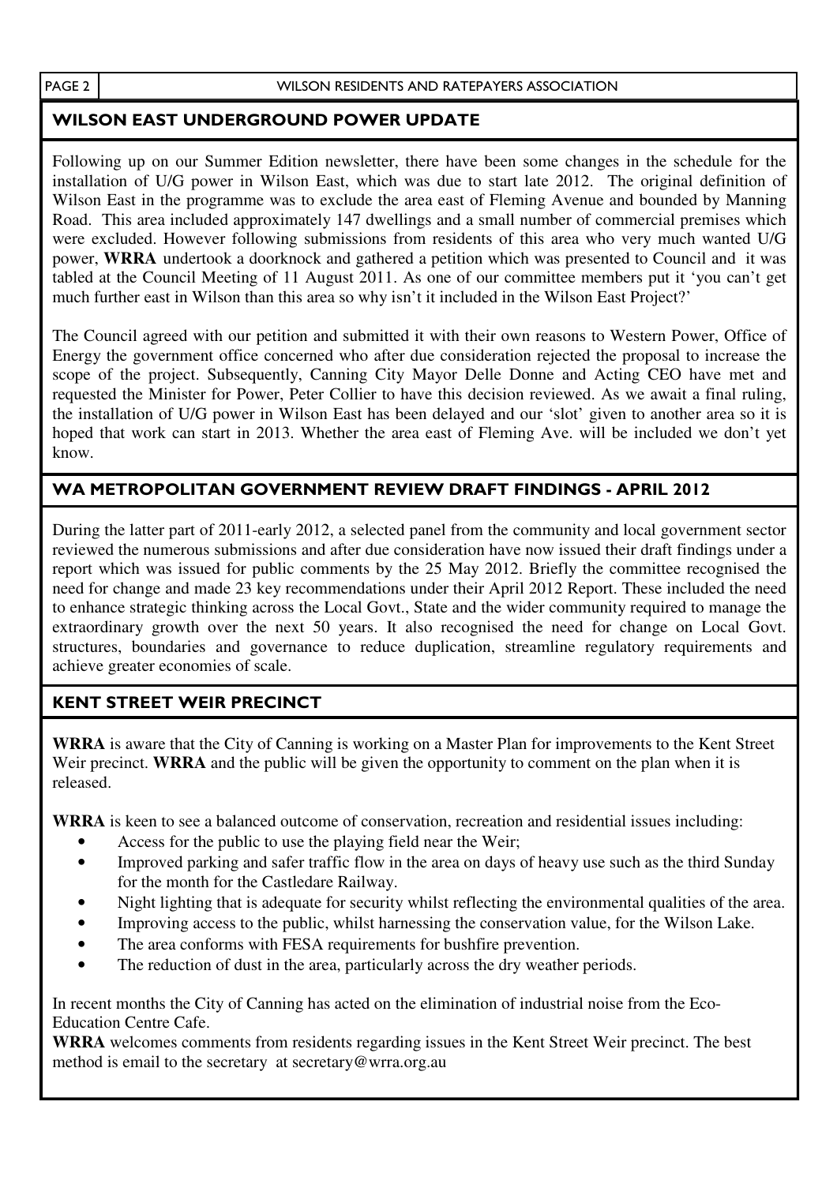## WILSON EAST UNDERGROUND POWER UPDATE

Following up on our Summer Edition newsletter, there have been some changes in the schedule for the installation of U/G power in Wilson East, which was due to start late 2012. The original definition of Wilson East in the programme was to exclude the area east of Fleming Avenue and bounded by Manning Road. This area included approximately 147 dwellings and a small number of commercial premises which were excluded. However following submissions from residents of this area who very much wanted U/G power, **WRRA** undertook a doorknock and gathered a petition which was presented to Council and it was tabled at the Council Meeting of 11 August 2011. As one of our committee members put it 'you can't get much further east in Wilson than this area so why isn't it included in the Wilson East Project?'

The Council agreed with our petition and submitted it with their own reasons to Western Power, Office of Energy the government office concerned who after due consideration rejected the proposal to increase the scope of the project. Subsequently, Canning City Mayor Delle Donne and Acting CEO have met and requested the Minister for Power, Peter Collier to have this decision reviewed. As we await a final ruling, the installation of U/G power in Wilson East has been delayed and our 'slot' given to another area so it is hoped that work can start in 2013. Whether the area east of Fleming Ave. will be included we don't yet know.

## WA METROPOLITAN GOVERNMENT REVIEW DRAFT FINDINGS - APRIL 2012

During the latter part of 2011-early 2012, a selected panel from the community and local government sector reviewed the numerous submissions and after due consideration have now issued their draft findings under a report which was issued for public comments by the 25 May 2012. Briefly the committee recognised the need for change and made 23 key recommendations under their April 2012 Report. These included the need to enhance strategic thinking across the Local Govt., State and the wider community required to manage the extraordinary growth over the next 50 years. It also recognised the need for change on Local Govt. structures, boundaries and governance to reduce duplication, streamline regulatory requirements and achieve greater economies of scale.

## KENT STREET WEIR PRECINCT

**WRRA** is aware that the City of Canning is working on a Master Plan for improvements to the Kent Street Weir precinct. **WRRA** and the public will be given the opportunity to comment on the plan when it is released.

**WRRA** is keen to see a balanced outcome of conservation, recreation and residential issues including:

- Access for the public to use the playing field near the Weir;
- Improved parking and safer traffic flow in the area on days of heavy use such as the third Sunday for the month for the Castledare Railway.
- Night lighting that is adequate for security whilst reflecting the environmental qualities of the area.
- Improving access to the public, whilst harnessing the conservation value, for the Wilson Lake.
- The area conforms with FESA requirements for bushfire prevention.
- The reduction of dust in the area, particularly across the dry weather periods.

In recent months the City of Canning has acted on the elimination of industrial noise from the Eco-Education Centre Cafe.

**WRRA** welcomes comments from residents regarding issues in the Kent Street Weir precinct. The best method is email to the secretary at secretary@wrra.org.au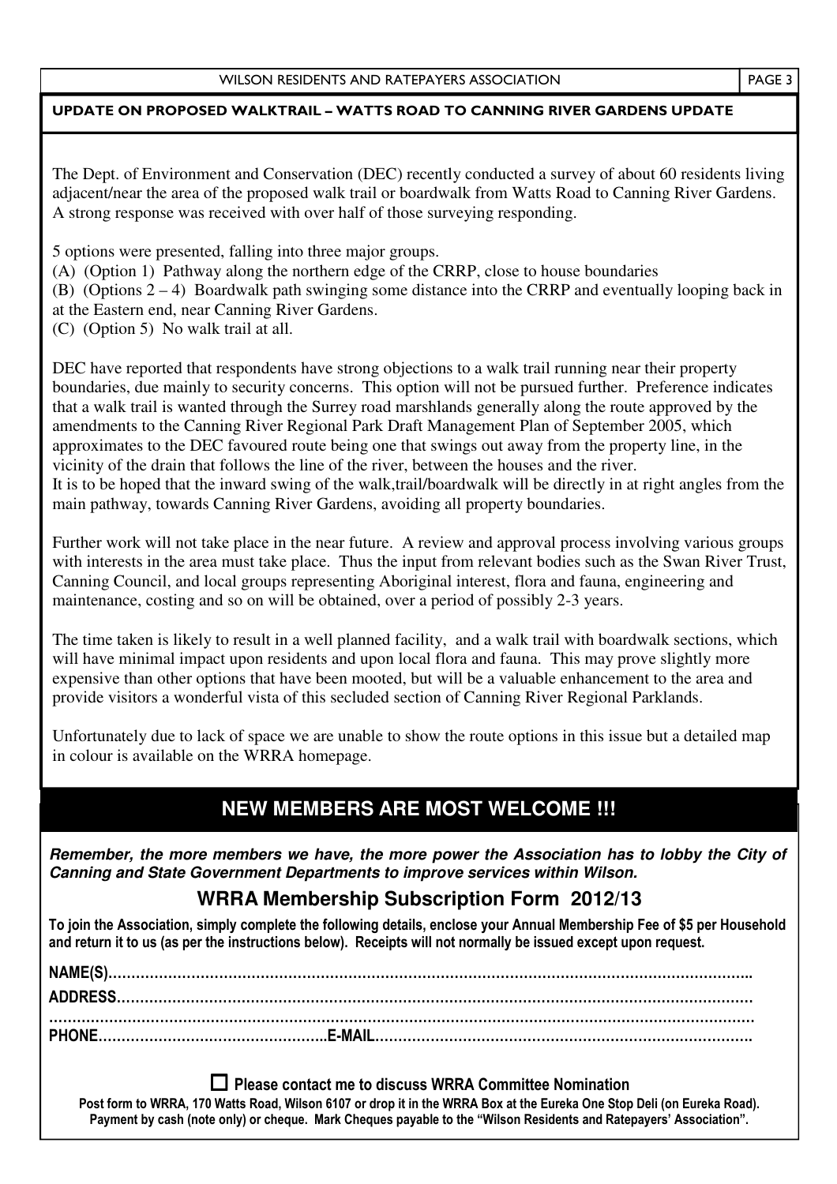## UPDATE ON PROPOSED WALKTRAIL – WATTS ROAD TO CANNING RIVER GARDENS UPDATE

The Dept. of Environment and Conservation (DEC) recently conducted a survey of about 60 residents living adjacent/near the area of the proposed walk trail or boardwalk from Watts Road to Canning River Gardens. A strong response was received with over half of those surveying responding.

5 options were presented, falling into three major groups.

(A) (Option 1) Pathway along the northern edge of the CRRP, close to house boundaries

(B) (Options 2 – 4) Boardwalk path swinging some distance into the CRRP and eventually looping back in at the Eastern end, near Canning River Gardens.

(C) (Option 5) No walk trail at all.

DEC have reported that respondents have strong objections to a walk trail running near their property boundaries, due mainly to security concerns. This option will not be pursued further. Preference indicates that a walk trail is wanted through the Surrey road marshlands generally along the route approved by the amendments to the Canning River Regional Park Draft Management Plan of September 2005, which approximates to the DEC favoured route being one that swings out away from the property line, in the vicinity of the drain that follows the line of the river, between the houses and the river.
It is to be hoped that the inward swing of the walk,trail/boardwalk will be directly in at right angles from the main pathway, towards Canning River Gardens, avoiding all property boundaries.

Further work will not take place in the near future. A review and approval process involving various groups with interests in the area must take place. Thus the input from relevant bodies such as the Swan River Trust, Canning Council, and local groups representing Aboriginal interest, flora and fauna, engineering and maintenance, costing and so on will be obtained, over a period of possibly 2-3 years.

The time taken is likely to result in a well planned facility, and a walk trail with boardwalk sections, which will have minimal impact upon residents and upon local flora and fauna. This may prove slightly more expensive than other options that have been mooted, but will be a valuable enhancement to the area and provide visitors a wonderful vista of this secluded section of Canning River Regional Parklands.

Unfortunately due to lack of space we are unable to show the route options in this issue but a detailed map in colour is available on the WRRA homepage.

## NEW MEMBERS ARE MOST WELCOME !!!

***Remember, the more members we have, the more power the Association has to lobby the City of Canning and State Government Departments to improve services within Wilson.***

### WRRA Membership Subscription Form 2012/13

**To join the Association, simply complete the following details, enclose your Annual Membership Fee of $5 per Household and return it to us (as per the instructions below). Receipts will not normally be issued except upon request.**

**NAME(S)……………………………………………………………………………………………………………………..**

**ADDRESS…………………………………………………………………………………………………………………**

**……………………………………………………………………………………………………………………………**

**PHONE…………………………………………..E-MAIL……………………………………………………………………….**

☐ **Please contact me to discuss WRRA Committee Nomination**

**Post form to WRRA, 170 Watts Road, Wilson 6107 or drop it in the WRRA Box at the Eureka One Stop Deli (on Eureka Road). Payment by cash (note only) or cheque. Mark Cheques payable to the "Wilson Residents and Ratepayers' Association".**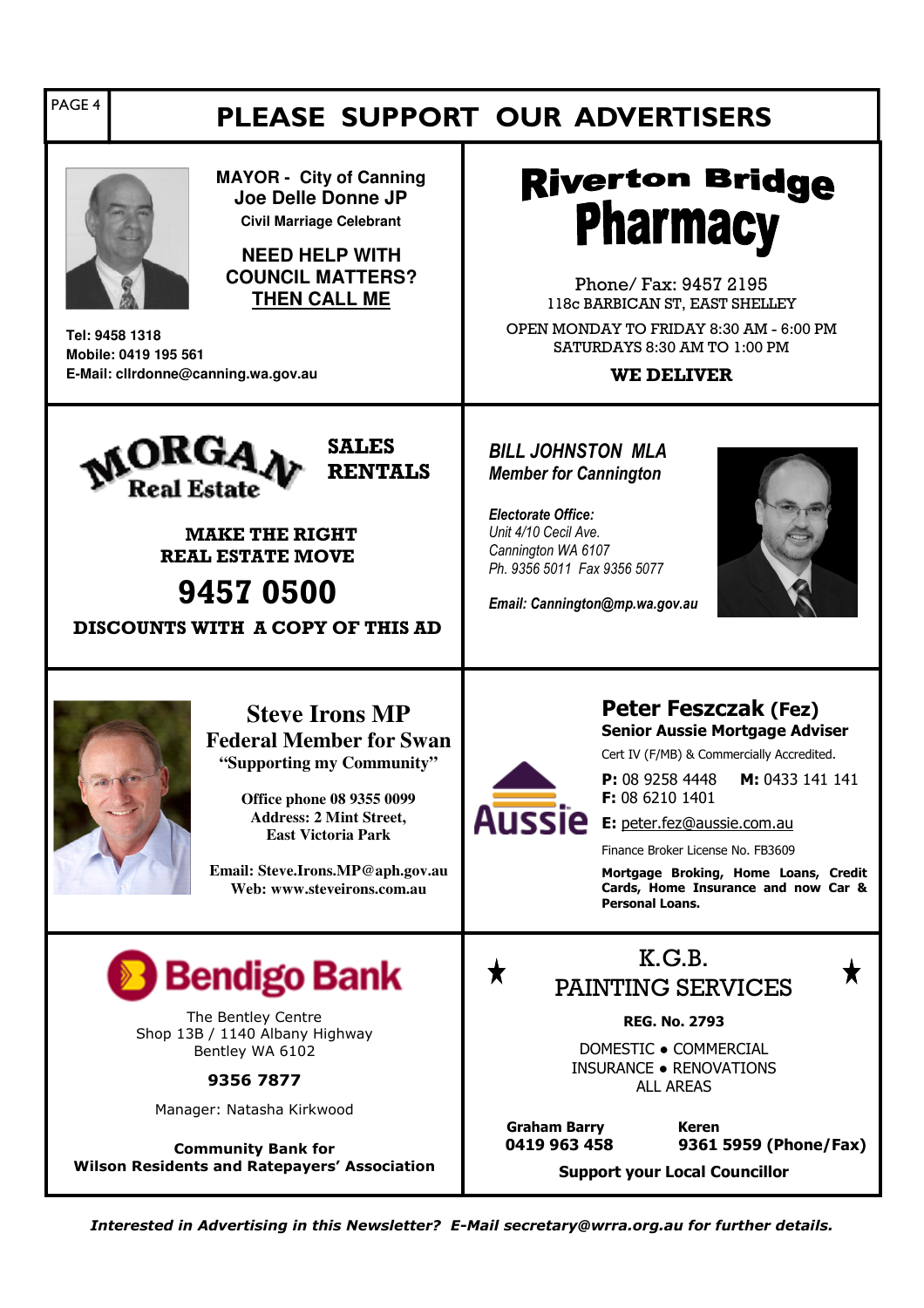# PLEASE SUPPORT OUR ADVERTISERS

**MAYOR - City of Canning**
**Joe Delle Donne JP**
**Civil Marriage Celebrant**

**NEED HELP WITH COUNCIL MATTERS?**
**THEN CALL ME**

**Tel: 9458 1318**
**Mobile: 0419 195 561**
**E-Mail: cllrdonne@canning.wa.gov.au**

---

## Riverton Bridge Pharmacy

Phone/ Fax: 9457 2195
118c BARBICAN ST, EAST SHELLEY

OPEN MONDAY TO FRIDAY 8:30 AM - 6:00 PM
SATURDAYS 8:30 AM TO 1:00 PM

**WE DELIVER**

---

**MORGAN Real Estate**

**SALES**
**RENTALS**

**MAKE THE RIGHT REAL ESTATE MOVE**

**9457 0500**

**DISCOUNTS WITH A COPY OF THIS AD**

---

***BILL JOHNSTON MLA***
***Member for Cannington***

***Electorate Office:***
*Unit 4/10 Cecil Ave.*
*Cannington WA 6107*
*Ph. 9356 5011 Fax 9356 5077*

***Email: Cannington@mp.wa.gov.au***

---

**Steve Irons MP**
**Federal Member for Swan**
**"Supporting my Community"**

**Office phone 08 9355 0099**
**Address: 2 Mint Street, East Victoria Park**

**Email: Steve.Irons.MP@aph.gov.au**
**Web: www.steveirons.com.au**

---

Aussie

**Peter Feszczak (Fez)**
**Senior Aussie Mortgage Adviser**
Cert IV (F/MB) & Commercially Accredited.

**P:** 08 9258 4448 **M:** 0433 141 141
**F:** 08 6210 1401
**E:** peter.fez@aussie.com.au

Finance Broker License No. FB3609

**Mortgage Broking, Home Loans, Credit Cards, Home Insurance and now Car & Personal Loans.**

---

**Bendigo Bank**

The Bentley Centre
Shop 13B / 1140 Albany Highway
Bentley WA 6102

**9356 7877**

Manager: Natasha Kirkwood

**Community Bank for Wilson Residents and Ratepayers' Association**

---

★ K.G.B. PAINTING SERVICES ★

**REG. No. 2793**

DOMESTIC • COMMERCIAL
INSURANCE • RENOVATIONS
ALL AREAS

**Graham Barry** **0419 963 458**
**Keren** **9361 5959 (Phone/Fax)**

**Support your Local Councillor**

---

***Interested in Advertising in this Newsletter? E-Mail secretary@wrra.org.au for further details.***